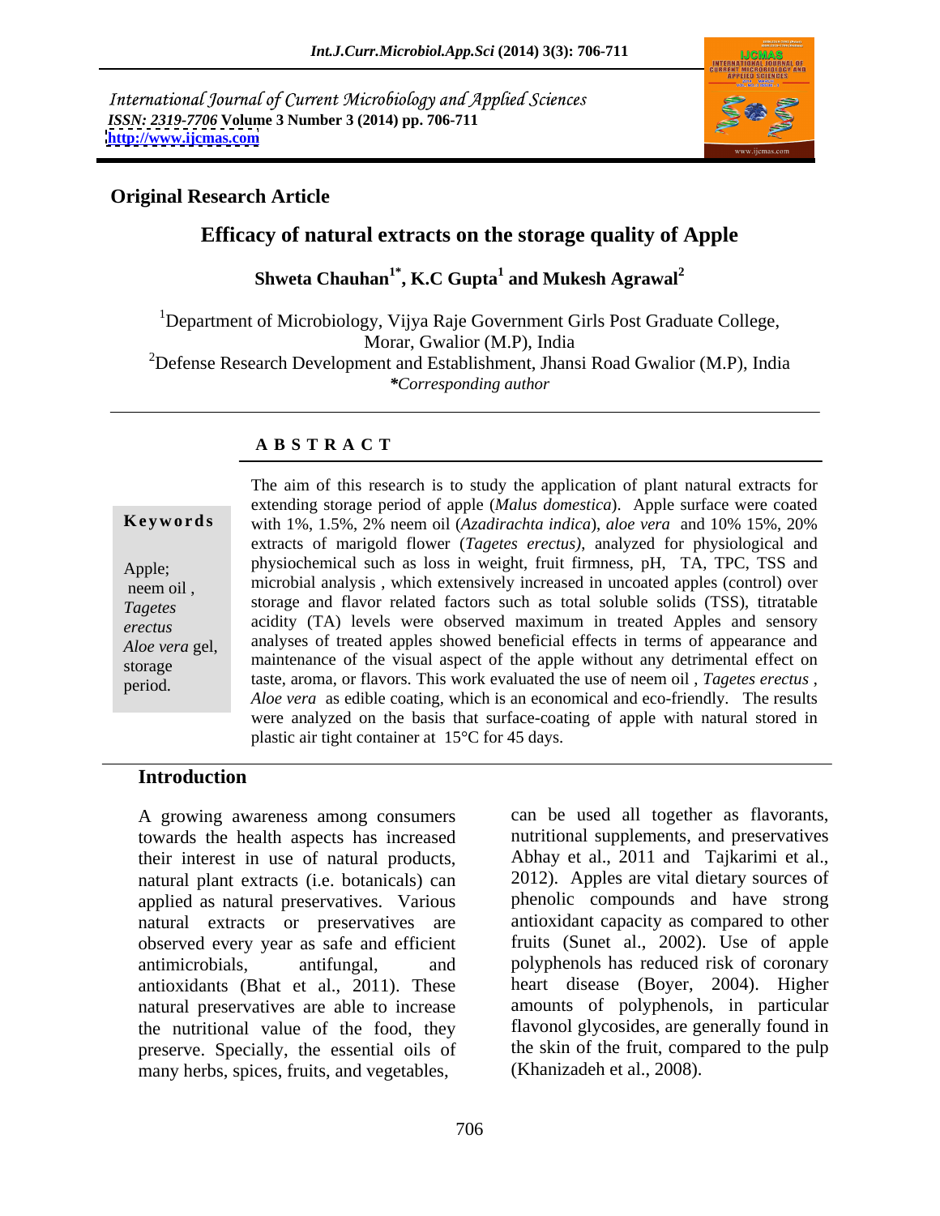International Journal of Current Microbiology and Applied Sciences
*ISSN: 2319-7706* **Volume 3 Number 3 (2014) pp. 706-711**
**http://www.ijcmas.com**

**Original Research Article**

# Efficacy of natural extracts on the storage quality of Apple

**Shweta Chauhan[1*], K.C Gupta[1] and Mukesh Agrawal[2]**

[1]Department of Microbiology, Vijya Raje Government Girls Post Graduate College, Morar, Gwalior (M.P), India

[2]Defense Research Development and Establishment, Jhansi Road Gwalior (M.P), India

*\*Corresponding author*

## A B S T R A C T

**Keywords**

Apple; neem oil , *Tagetes erectus* *Aloe vera* gel, storage period.

The aim of this research is to study the application of plant natural extracts for extending storage period of apple (*Malus domestica*). Apple surface were coated with 1%, 1.5%, 2% neem oil (*Azadirachta indica*), *aloe vera* and 10% 15%, 20% extracts of marigold flower (*Tagetes erectus)*, analyzed for physiological and physiochemical such as loss in weight, fruit firmness, pH, TA, TPC, TSS and microbial analysis , which extensively increased in uncoated apples (control) over storage and flavor related factors such as total soluble solids (TSS), titratable acidity (TA) levels were observed maximum in treated Apples and sensory analyses of treated apples showed beneficial effects in terms of appearance and maintenance of the visual aspect of the apple without any detrimental effect on taste, aroma, or flavors. This work evaluated the use of neem oil , *Tagetes erectus* , *Aloe vera* as edible coating, which is an economical and eco-friendly. The results were analyzed on the basis that surface-coating of apple with natural stored in plastic air tight container at 15°C for 45 days.

## Introduction

A growing awareness among consumers towards the health aspects has increased their interest in use of natural products, natural plant extracts (i.e. botanicals) can applied as natural preservatives. Various natural extracts or preservatives are observed every year as safe and efficient antimicrobials, antifungal, and antioxidants (Bhat et al., 2011). These natural preservatives are able to increase the nutritional value of the food, they preserve. Specially, the essential oils of many herbs, spices, fruits, and vegetables, can be used all together as flavorants, nutritional supplements, and preservatives Abhay et al., 2011 and Tajkarimi et al., 2012). Apples are vital dietary sources of phenolic compounds and have strong antioxidant capacity as compared to other fruits (Sunet al., 2002). Use of apple polyphenols has reduced risk of coronary heart disease (Boyer, 2004). Higher amounts of polyphenols, in particular flavonol glycosides, are generally found in the skin of the fruit, compared to the pulp (Khanizadeh et al., 2008).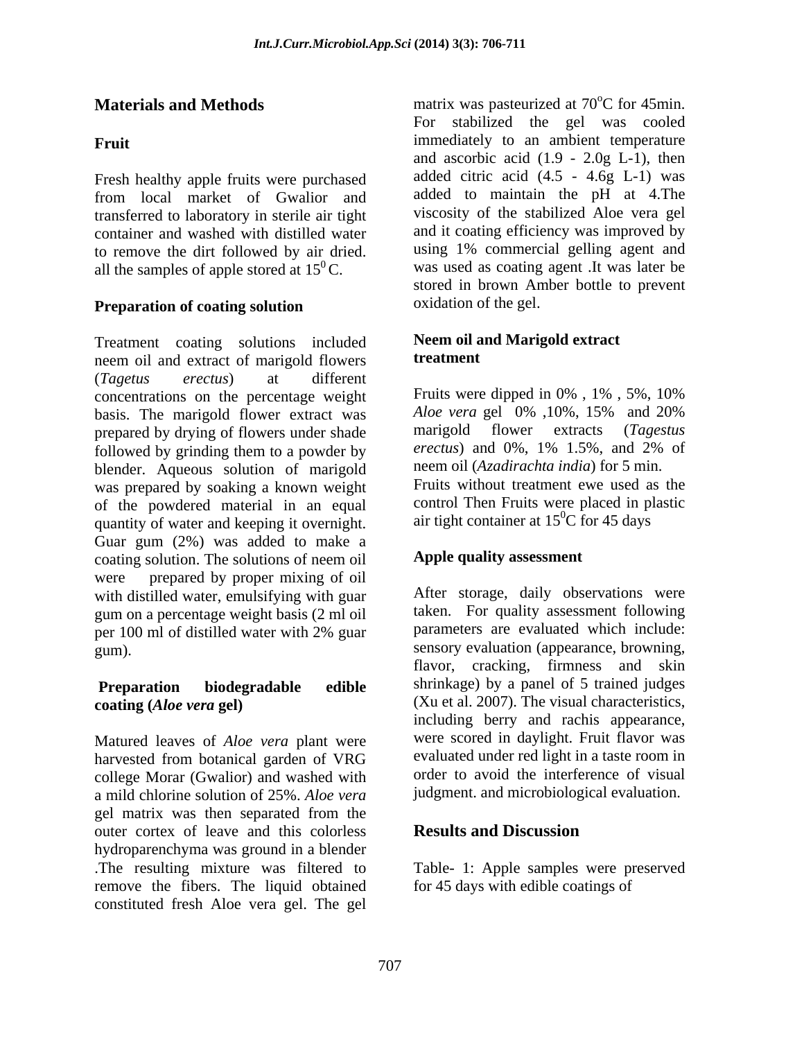## Materials and Methods

### Fruit

Fresh healthy apple fruits were purchased from local market of Gwalior and transferred to laboratory in sterile air tight container and washed with distilled water to remove the dirt followed by air dried. all the samples of apple stored at $15^0$ C.

### Preparation of coating solution

Treatment coating solutions included neem oil and extract of marigold flowers (*Tagetus erectus*) at different concentrations on the percentage weight basis. The marigold flower extract was prepared by drying of flowers under shade followed by grinding them to a powder by blender. Aqueous solution of marigold was prepared by soaking a known weight of the powdered material in an equal quantity of water and keeping it overnight. Guar gum (2%) was added to make a coating solution. The solutions of neem oil were prepared by proper mixing of oil with distilled water, emulsifying with guar gum on a percentage weight basis (2 ml oil per 100 ml of distilled water with 2% guar gum).

### Preparation biodegradable edible coating (*Aloe vera* gel)

Matured leaves of *Aloe vera* plant were harvested from botanical garden of VRG college Morar (Gwalior) and washed with a mild chlorine solution of 25%. *Aloe vera* gel matrix was then separated from the outer cortex of leave and this colorless hydroparenchyma was ground in a blender .The resulting mixture was filtered to remove the fibers. The liquid obtained constituted fresh Aloe vera gel. The gel matrix was pasteurized at $70^o$C for 45min. For stabilized the gel was cooled immediately to an ambient temperature and ascorbic acid (1.9 - 2.0g L-1), then added citric acid (4.5 - 4.6g L-1) was added to maintain the pH at 4.The viscosity of the stabilized Aloe vera gel and it coating efficiency was improved by using 1% commercial gelling agent and was used as coating agent .It was later be stored in brown Amber bottle to prevent oxidation of the gel.

### Neem oil and Marigold extract treatment

Fruits were dipped in 0% , 1% , 5%, 10% *Aloe vera* gel 0% ,10%, 15% and 20% marigold flower extracts (*Tagestus erectus*) and 0%, 1% 1.5%, and 2% of neem oil (*Azadirachta india*) for 5 min. Fruits without treatment ewe used as the control Then Fruits were placed in plastic air tight container at $15^0$C for 45 days

### Apple quality assessment

After storage, daily observations were taken. For quality assessment following parameters are evaluated which include: sensory evaluation (appearance, browning, flavor, cracking, firmness and skin shrinkage) by a panel of 5 trained judges (Xu et al. 2007). The visual characteristics, including berry and rachis appearance, were scored in daylight. Fruit flavor was evaluated under red light in a taste room in order to avoid the interference of visual judgment. and microbiological evaluation.

## Results and Discussion

Table- 1: Apple samples were preserved for 45 days with edible coatings of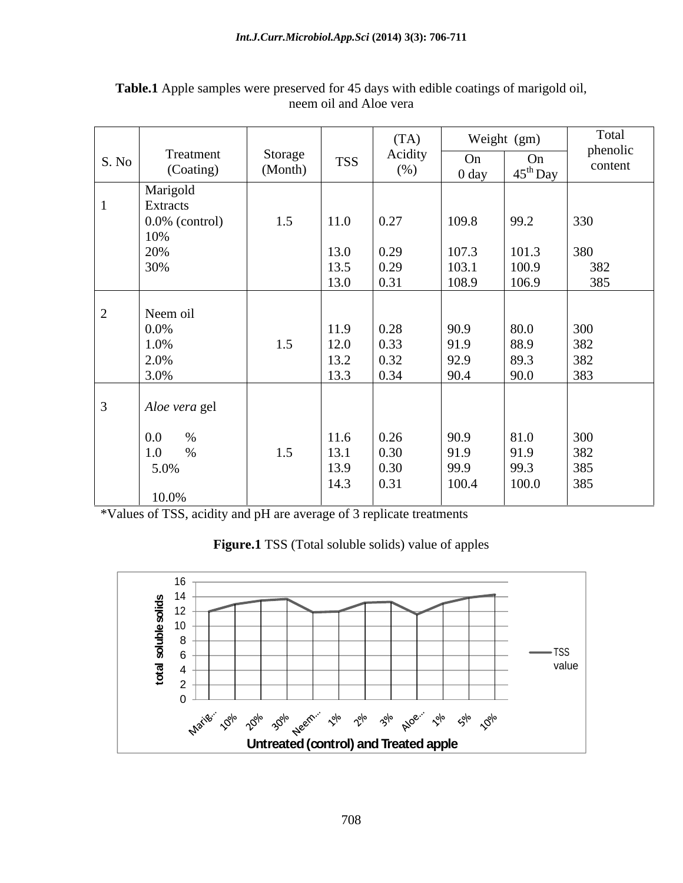**Table.1** Apple samples were preserved for 45 days with edible coatings of marigold oil, neem oil and Aloe vera

| S. No | Treatment (Coating) | Storage (Month) | TSS | (TA) Acidity (%) | Weight (gm) | | Total phenolic content |
|---|---|---|---|---|---|---|---|
| | | | | | On 0 day | On $45^{th}$ Day | |
| 1 | Marigold Extracts | | | | | | |
| | 0.0% (control) | 1.5 | 11.0 | 0.27 | 109.8 | 99.2 | 330 |
| | 10% | | 13.0 | 0.29 | 107.3 | 101.3 | 380 |
| | 20% | | 13.5 | 0.29 | 103.1 | 100.9 | 382 |
| | 30% | | 13.0 | 0.31 | 108.9 | 106.9 | 385 |
| 2 | Neem oil | | | | | | |
| | 0.0% | | 11.9 | 0.28 | 90.9 | 80.0 | 300 |
| | 1.0% | 1.5 | 12.0 | 0.33 | 91.9 | 88.9 | 382 |
| | 2.0% | | 13.2 | 0.32 | 92.9 | 89.3 | 382 |
| | 3.0% | | 13.3 | 0.34 | 90.4 | 90.0 | 383 |
| 3 | *Aloe vera* gel | | | | | | |
| | 0.0 % | | 11.6 | 0.26 | 90.9 | 81.0 | 300 |
| | 1.0 % | 1.5 | 13.1 | 0.30 | 91.9 | 91.9 | 382 |
| | 5.0% | | 13.9 | 0.30 | 99.9 | 99.3 | 385 |
| | 10.0% | | 14.3 | 0.31 | 100.4 | 100.0 | 385 |

*Values of TSS, acidity and pH are average of 3 replicate treatments

**Figure.1** TSS (Total soluble solids) value of apples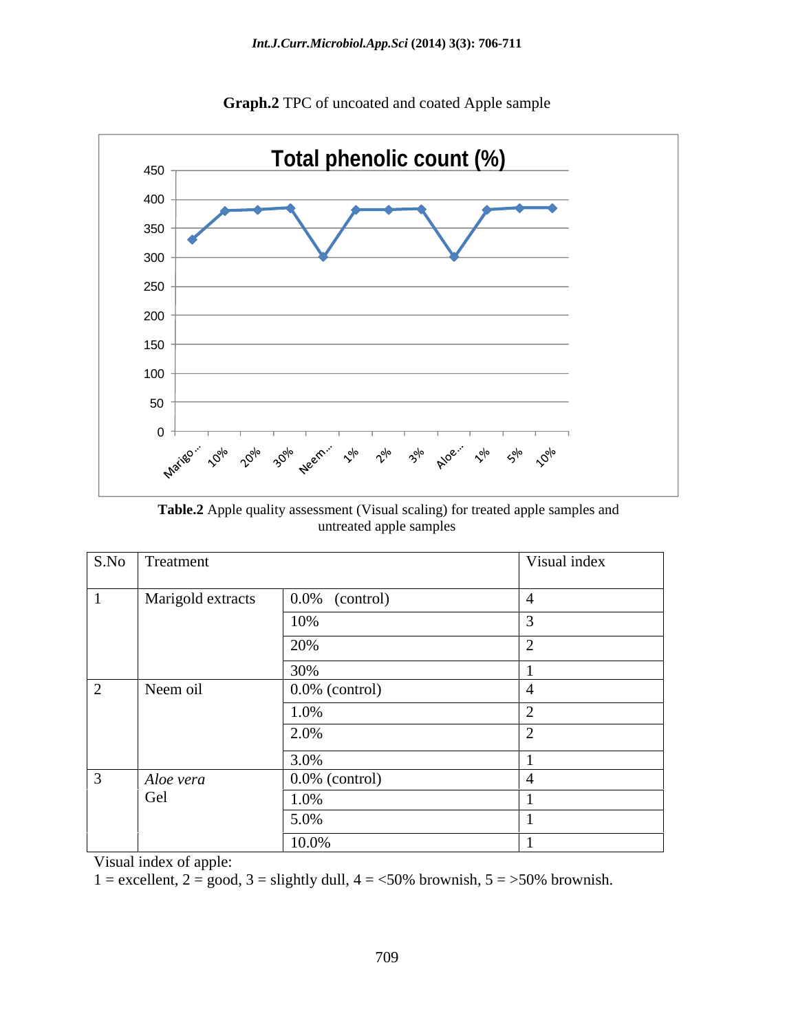**Graph.2** TPC of uncoated and coated Apple sample

Total phenolic count (%)

450
400
350
300
250
200
150
100
50
0

Marigo... 10% 20% 30% Neem... 1% 2% 3% Aloe... 1% 5% 10%

**Table.2** Apple quality assessment (Visual scaling) for treated apple samples and untreated apple samples

| S.No | Treatment | | Visual index |
|---|---|---|---|
| 1 | Marigold extracts | 0.0% (control) | 4 |
| | | 10% | 3 |
| | | 20% | 2 |
| | | 30% | 1 |
| 2 | Neem oil | 0.0% (control) | 4 |
| | | 1.0% | 2 |
| | | 2.0% | 2 |
| | | 3.0% | 1 |
| 3 | *Aloe vera* Gel | 0.0% (control) | 4 |
| | | 1.0% | 1 |
| | | 5.0% | 1 |
| | | 10.0% | 1 |

Visual index of apple:
1 = excellent, 2 = good, 3 = slightly dull, 4 = <50% brownish, 5 = >50% brownish.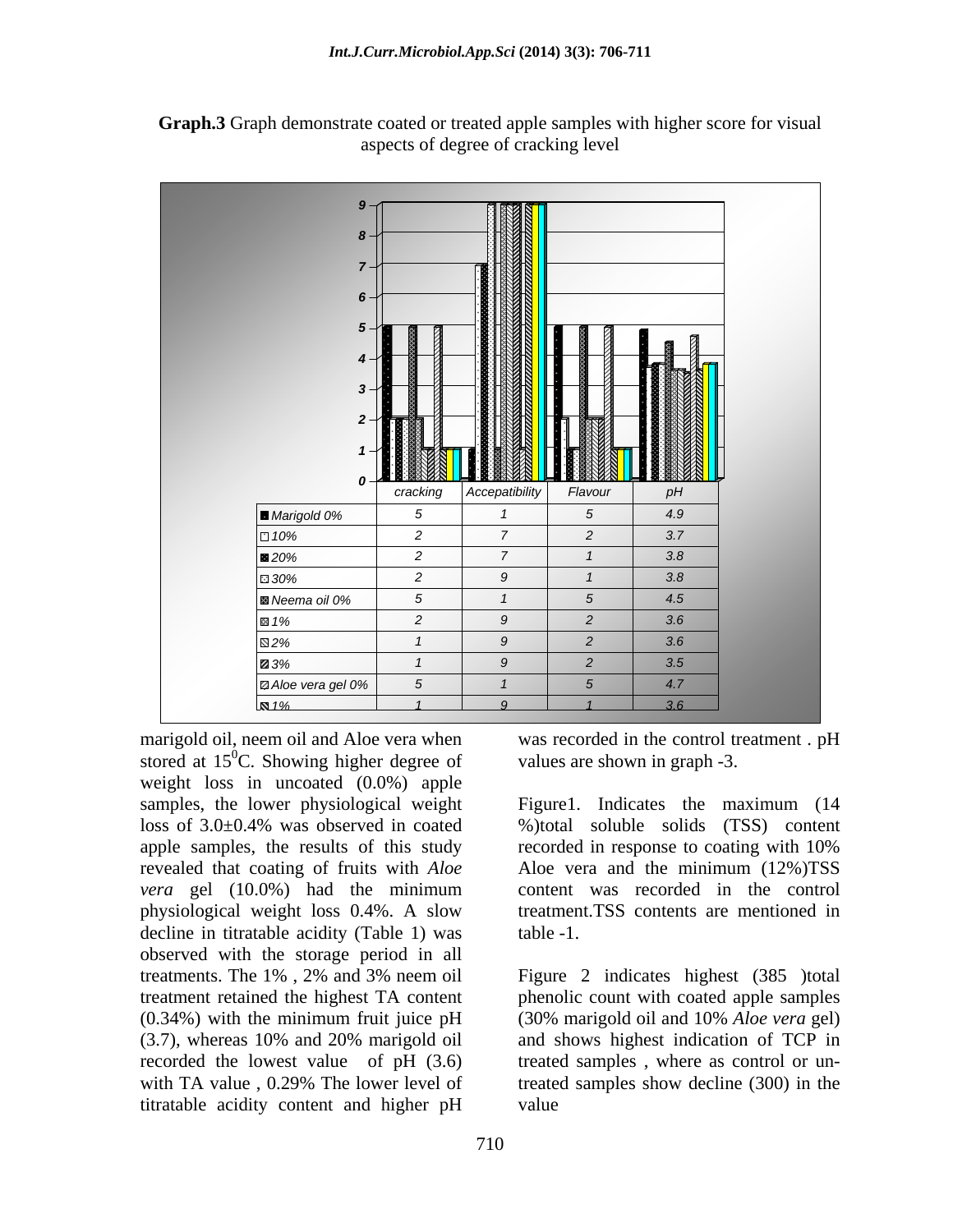**Graph.3** Graph demonstrate coated or treated apple samples with higher score for visual aspects of degree of cracking level

| | cracking | Accepatibility | Flavour | pH |
|---|---|---|---|---|
| Marigold 0% | 5 | 1 | 5 | 4.9 |
| 10% | 2 | 7 | 2 | 3.7 |
| 20% | 2 | 7 | 1 | 3.8 |
| 30% | 2 | 9 | 1 | 3.8 |
| Neema oil 0% | 5 | 1 | 5 | 4.5 |
| 1% | 2 | 9 | 2 | 3.6 |
| 2% | 1 | 9 | 2 | 3.6 |
| 3% | 1 | 9 | 2 | 3.5 |
| Aloe vera gel 0% | 5 | 1 | 5 | 4.7 |
| 1% | 1 | 9 | 1 | 3.6 |

marigold oil, neem oil and Aloe vera when stored at 15$^0$C. Showing higher degree of weight loss in uncoated (0.0%) apple samples, the lower physiological weight loss of 3.0±0.4% was observed in coated apple samples, the results of this study revealed that coating of fruits with *Aloe vera* gel (10.0%) had the minimum physiological weight loss 0.4%. A slow decline in titratable acidity (Table 1) was observed with the storage period in all treatments. The 1% , 2% and 3% neem oil treatment retained the highest TA content (0.34%) with the minimum fruit juice pH (3.7), whereas 10% and 20% marigold oil recorded the lowest value of pH (3.6) with TA value , 0.29% The lower level of titratable acidity content and higher pH was recorded in the control treatment . pH values are shown in graph -3.

Figure1. Indicates the maximum (14 %)total soluble solids (TSS) content recorded in response to coating with 10% Aloe vera and the minimum (12%)TSS content was recorded in the control treatment.TSS contents are mentioned in table -1.

Figure 2 indicates highest (385 )total phenolic count with coated apple samples (30% marigold oil and 10% *Aloe vera* gel) and shows highest indication of TCP in treated samples , where as control or un-treated samples show decline (300) in the value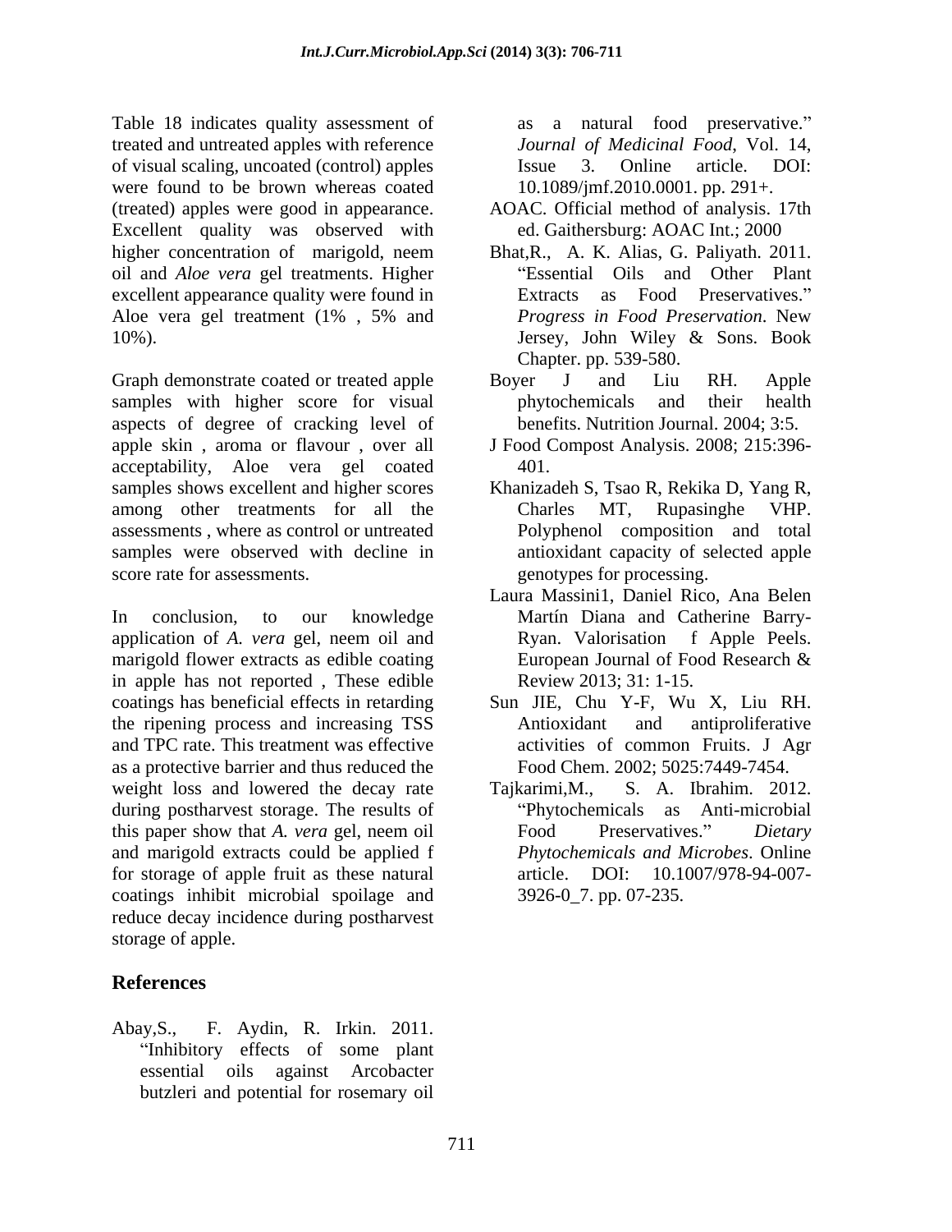Table 18 indicates quality assessment of treated and untreated apples with reference of visual scaling, uncoated (control) apples were found to be brown whereas coated (treated) apples were good in appearance. Excellent quality was observed with higher concentration of marigold, neem oil and *Aloe vera* gel treatments. Higher excellent appearance quality were found in Aloe vera gel treatment (1% , 5% and 10%).

Graph demonstrate coated or treated apple samples with higher score for visual aspects of degree of cracking level of apple skin , aroma or flavour , over all acceptability, Aloe vera gel coated samples shows excellent and higher scores among other treatments for all the assessments , where as control or untreated samples were observed with decline in score rate for assessments.

In conclusion, to our knowledge application of *A. vera* gel, neem oil and marigold flower extracts as edible coating in apple has not reported , These edible coatings has beneficial effects in retarding the ripening process and increasing TSS and TPC rate. This treatment was effective as a protective barrier and thus reduced the weight loss and lowered the decay rate during postharvest storage. The results of this paper show that *A. vera* gel, neem oil and marigold extracts could be applied f for storage of apple fruit as these natural coatings inhibit microbial spoilage and reduce decay incidence during postharvest storage of apple.

## References

Abay,S., F. Aydin, R. Irkin. 2011. "Inhibitory effects of some plant essential oils against Arcobacter butzleri and potential for rosemary oil as a natural food preservative." *Journal of Medicinal Food*, Vol. 14, Issue 3. Online article. DOI: 10.1089/jmf.2010.0001. pp. 291+.

AOAC. Official method of analysis. 17th ed. Gaithersburg: AOAC Int.; 2000

Bhat,R., A. K. Alias, G. Paliyath. 2011. "Essential Oils and Other Plant Extracts as Food Preservatives." *Progress in Food Preservation*. New Jersey, John Wiley & Sons. Book Chapter. pp. 539-580.

Boyer J and Liu RH. Apple phytochemicals and their health benefits. Nutrition Journal. 2004; 3:5.

J Food Compost Analysis. 2008; 215:396-401.

Khanizadeh S, Tsao R, Rekika D, Yang R, Charles MT, Rupasinghe VHP. Polyphenol composition and total antioxidant capacity of selected apple genotypes for processing.

Laura Massini1, Daniel Rico, Ana Belen Martín Diana and Catherine Barry-Ryan. Valorisation f Apple Peels. European Journal of Food Research & Review 2013; 31: 1-15.

Sun JIE, Chu Y-F, Wu X, Liu RH. Antioxidant and antiproliferative activities of common Fruits. J Agr Food Chem. 2002; 5025:7449-7454.

Tajkarimi,M., S. A. Ibrahim. 2012. "Phytochemicals as Anti-microbial Food Preservatives." *Dietary Phytochemicals and Microbes*. Online article. DOI: 10.1007/978-94-007-3926-0_7. pp. 07-235.